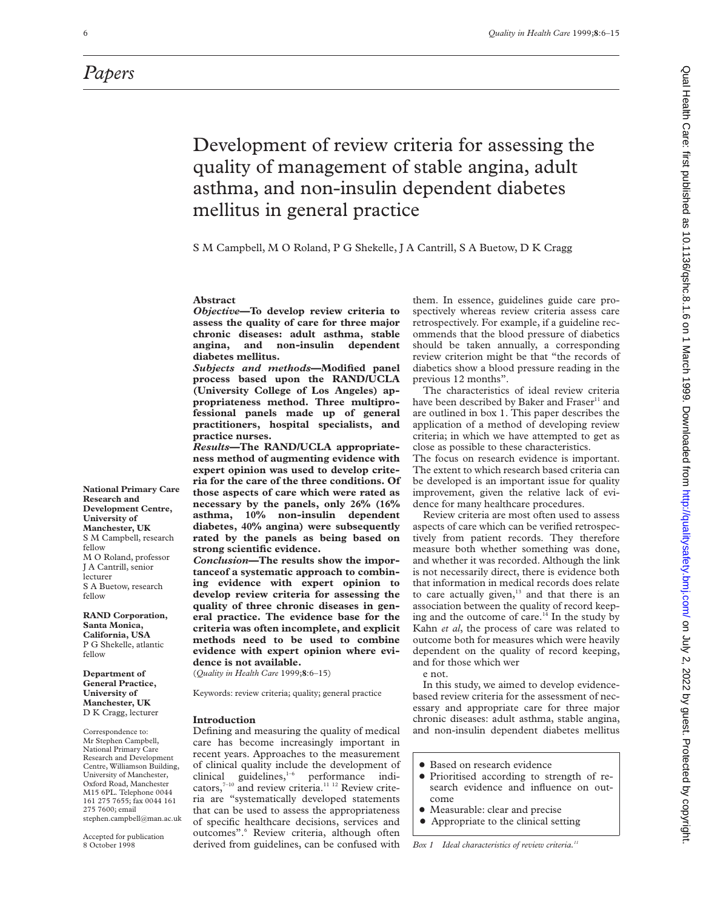# Papers

# Development of review criteria for assessing the quality of management of stable angina, adult asthma, and non-insulin dependent diabetes mellitus in general practice

S M Campbell, M O Roland, P G Shekelle, J A Cantrill, S A Buetow, D K Cragg

**National Primary Care Research and Development Centre, University of Manchester, UK**
S M Campbell, research fellow
M O Roland, professor
J A Cantrill, senior lecturer
S A Buetow, research fellow

**RAND Corporation, Santa Monica, California, USA**
P G Shekelle, atlantic fellow

**Department of General Practice, University of Manchester, UK**
D K Cragg, lecturer

Correspondence to: Mr Stephen Campbell, National Primary Care Research and Development Centre, Williamson Building, University of Manchester, Oxford Road, Manchester M15 6PL. Telephone 0044 161 275 7655; fax 0044 161 275 7600; email stephen.campbell@man.ac.uk

Accepted for publication 8 October 1998

## Abstract

***Objective*—To develop review criteria to assess the quality of care for three major chronic diseases: adult asthma, stable angina, and non-insulin dependent diabetes mellitus.**

***Subjects and methods*—Modified panel process based upon the RAND/UCLA (University College of Los Angeles) appropriateness method. Three multiprofessional panels made up of general practitioners, hospital specialists, and practice nurses.**

***Results*—The RAND/UCLA appropriateness method of augmenting evidence with expert opinion was used to develop criteria for the care of the three conditions. Of those aspects of care which were rated as necessary by the panels, only 26% (16% asthma, 10% non-insulin dependent diabetes, 40% angina) were subsequently rated by the panels as being based on strong scientific evidence.**

***Conclusion*—The results show the importanceof a systematic approach to combining evidence with expert opinion to develop review criteria for assessing the quality of three chronic diseases in general practice. The evidence base for the criteria was often incomplete, and explicit methods need to be used to combine evidence with expert opinion where evidence is not available.**

(*Quality in Health Care* 1999;**8**:6–15)

Keywords: review criteria; quality; general practice

## Introduction

Defining and measuring the quality of medical care has become increasingly important in recent years. Approaches to the measurement of clinical quality include the development of clinical guidelines,[1–6] performance indicators,[7–10] and review criteria.[11 12] Review criteria are "systematically developed statements that can be used to assess the appropriateness of specific healthcare decisions, services and outcomes".[6] Review criteria, although often derived from guidelines, can be confused with them. In essence, guidelines guide care prospectively whereas review criteria assess care retrospectively. For example, if a guideline recommends that the blood pressure of diabetics should be taken annually, a corresponding review criterion might be that "the records of diabetics show a blood pressure reading in the previous 12 months".

The characteristics of ideal review criteria have been described by Baker and Fraser[11] and are outlined in box 1. This paper describes the application of a method of developing review criteria; in which we have attempted to get as close as possible to these characteristics.

The focus on research evidence is important. The extent to which research based criteria can be developed is an important issue for quality improvement, given the relative lack of evidence for many healthcare procedures.

Review criteria are most often used to assess aspects of care which can be verified retrospectively from patient records. They therefore measure both whether something was done, and whether it was recorded. Although the link is not necessarily direct, there is evidence both that information in medical records does relate to care actually given,[13] and that there is an association between the quality of record keeping and the outcome of care.[14] In the study by Kahn *et al*, the process of care was related to outcome both for measures which were heavily dependent on the quality of record keeping, and for those which were not.

In this study, we aimed to develop evidence-based review criteria for the assessment of necessary and appropriate care for three major chronic diseases: adult asthma, stable angina, and non-insulin dependent diabetes mellitus

- Based on research evidence
- Prioritised according to strength of research evidence and influence on outcome
- Measurable: clear and precise
- Appropriate to the clinical setting

*Box 1 Ideal characteristics of review criteria.[11]*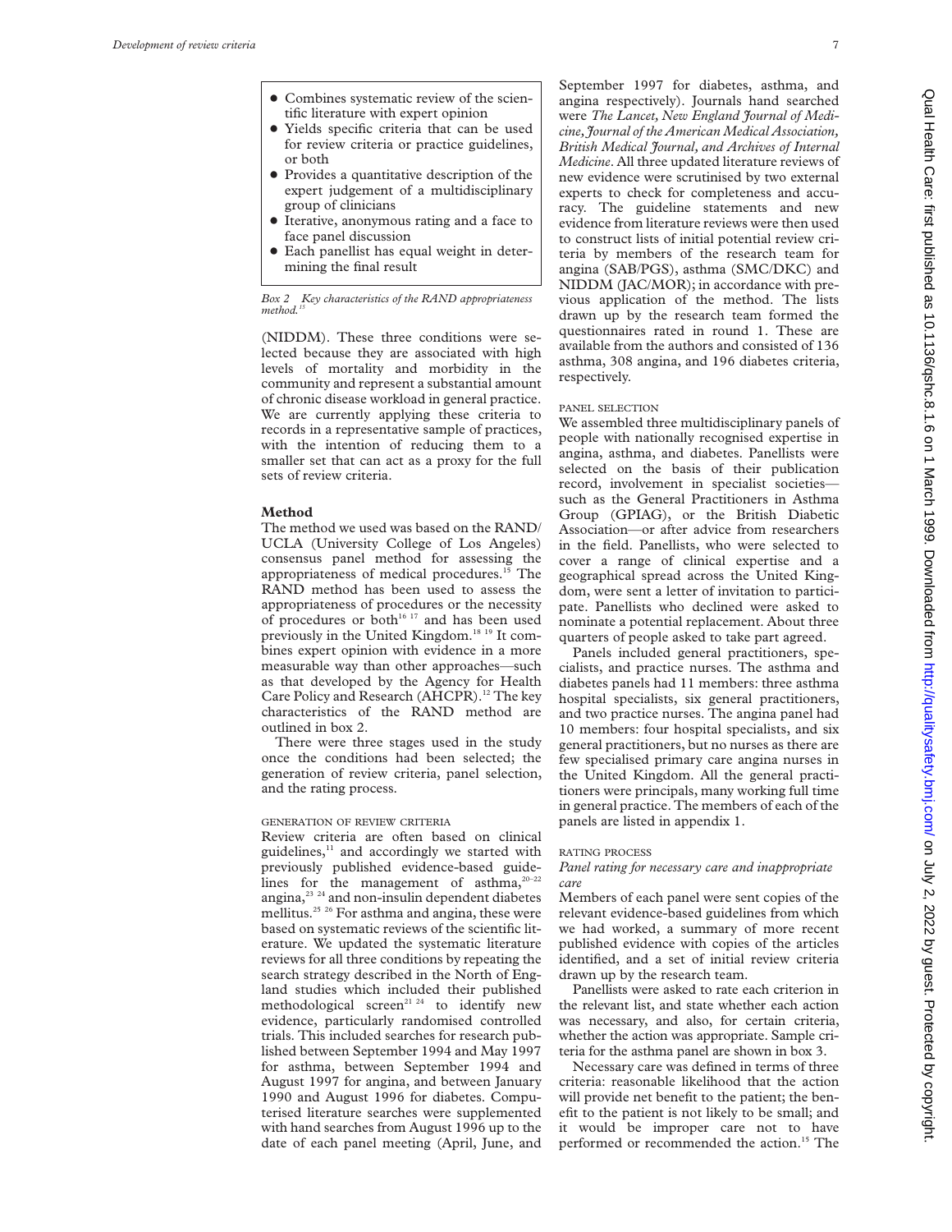- Combines systematic review of the scientific literature with expert opinion
- Yields specific criteria that can be used for review criteria or practice guidelines, or both
- Provides a quantitative description of the expert judgement of a multidisciplinary group of clinicians
- Iterative, anonymous rating and a face to face panel discussion
- Each panellist has equal weight in determining the final result

*Box 2 Key characteristics of the RAND appropriateness method.[15]*

(NIDDM). These three conditions were selected because they are associated with high levels of mortality and morbidity in the community and represent a substantial amount of chronic disease workload in general practice. We are currently applying these criteria to records in a representative sample of practices, with the intention of reducing them to a smaller set that can act as a proxy for the full sets of review criteria.

## Method

The method we used was based on the RAND/UCLA (University College of Los Angeles) consensus panel method for assessing the appropriateness of medical procedures.[15] The RAND method has been used to assess the appropriateness of procedures or the necessity of procedures or both[16 17] and has been used previously in the United Kingdom.[18 19] It combines expert opinion with evidence in a more measurable way than other approaches—such as that developed by the Agency for Health Care Policy and Research (AHCPR).[12] The key characteristics of the RAND method are outlined in box 2.

There were three stages used in the study once the conditions had been selected; the generation of review criteria, panel selection, and the rating process.

### GENERATION OF REVIEW CRITERIA

Review criteria are often based on clinical guidelines,[11] and accordingly we started with previously published evidence-based guidelines for the management of asthma,[20–22] angina,[23 24] and non-insulin dependent diabetes mellitus.[25 26] For asthma and angina, these were based on systematic reviews of the scientific literature. We updated the systematic literature reviews for all three conditions by repeating the search strategy described in the North of England studies which included their published methodological screen[21 24] to identify new evidence, particularly randomised controlled trials. This included searches for research published between September 1994 and May 1997 for asthma, between September 1994 and August 1997 for angina, and between January 1990 and August 1996 for diabetes. Computerised literature searches were supplemented with hand searches from August 1996 up to the date of each panel meeting (April, June, and September 1997 for diabetes, asthma, and angina respectively). Journals hand searched were *The Lancet, New England Journal of Medicine, Journal of the American Medical Association, British Medical Journal, and Archives of Internal Medicine*. All three updated literature reviews of new evidence were scrutinised by two external experts to check for completeness and accuracy. The guideline statements and new evidence from literature reviews were then used to construct lists of initial potential review criteria by members of the research team for angina (SAB/PGS), asthma (SMC/DKC) and NIDDM (JAC/MOR); in accordance with previous application of the method. The lists drawn up by the research team formed the questionnaires rated in round 1. These are available from the authors and consisted of 136 asthma, 308 angina, and 196 diabetes criteria, respectively.

### PANEL SELECTION

We assembled three multidisciplinary panels of people with nationally recognised expertise in angina, asthma, and diabetes. Panellists were selected on the basis of their publication record, involvement in specialist societies—such as the General Practitioners in Asthma Group (GPIAG), or the British Diabetic Association—or after advice from researchers in the field. Panellists, who were selected to cover a range of clinical expertise and a geographical spread across the United Kingdom, were sent a letter of invitation to participate. Panellists who declined were asked to nominate a potential replacement. About three quarters of people asked to take part agreed.

Panels included general practitioners, specialists, and practice nurses. The asthma and diabetes panels had 11 members: three asthma hospital specialists, six general practitioners, and two practice nurses. The angina panel had 10 members: four hospital specialists, and six general practitioners, but no nurses as there are few specialised primary care angina nurses in the United Kingdom. All the general practitioners were principals, many working full time in general practice. The members of each of the panels are listed in appendix 1.

### RATING PROCESS

#### *Panel rating for necessary care and inappropriate care*

Members of each panel were sent copies of the relevant evidence-based guidelines from which we had worked, a summary of more recent published evidence with copies of the articles identified, and a set of initial review criteria drawn up by the research team.

Panellists were asked to rate each criterion in the relevant list, and state whether each action was necessary, and also, for certain criteria, whether the action was appropriate. Sample criteria for the asthma panel are shown in box 3.

Necessary care was defined in terms of three criteria: reasonable likelihood that the action will provide net benefit to the patient; the benefit to the patient is not likely to be small; and it would be improper care not to have performed or recommended the action.[15] The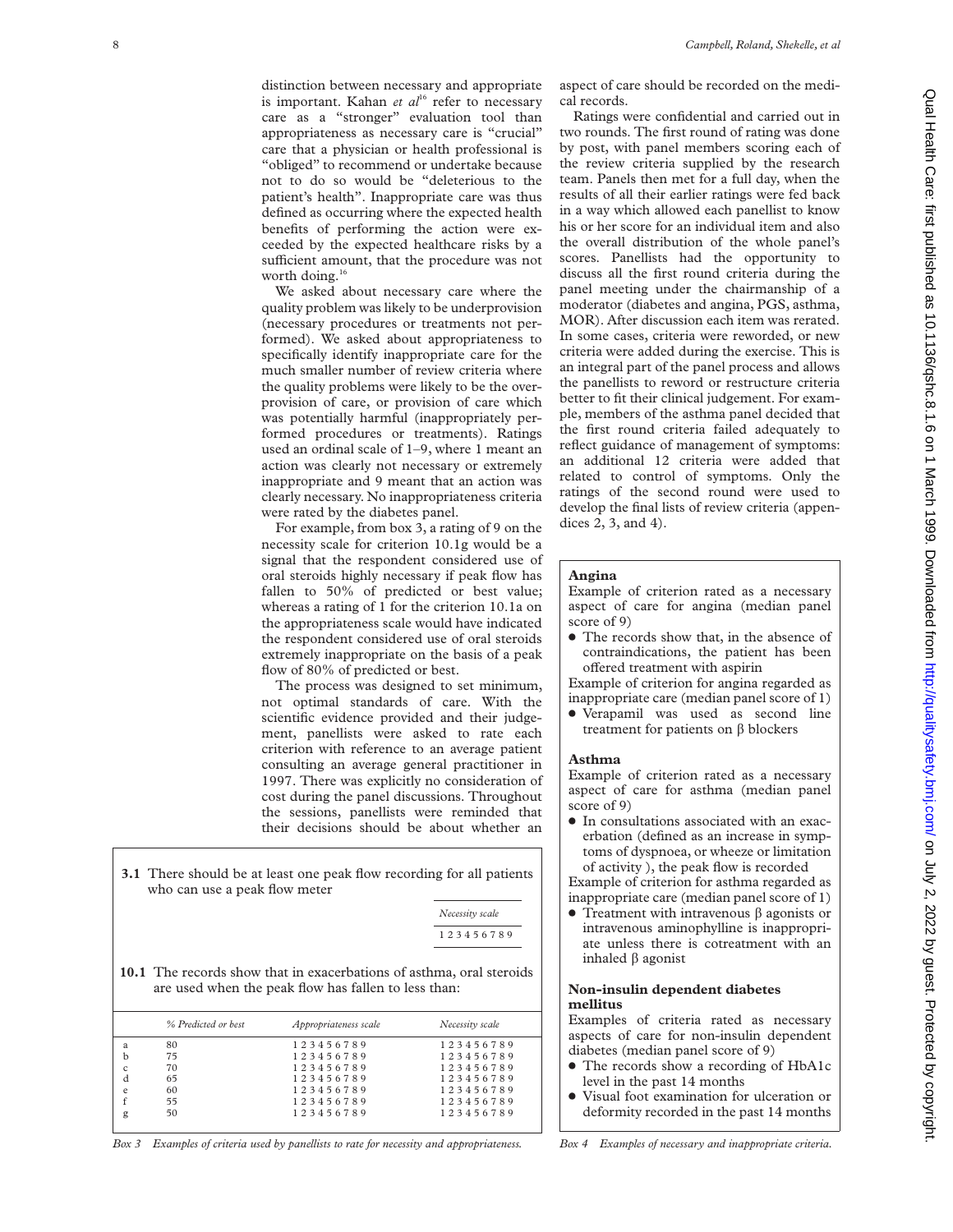distinction between necessary and appropriate is important. Kahan *et al*[16] refer to necessary care as a "stronger" evaluation tool than appropriateness as necessary care is "crucial" care that a physician or health professional is "obliged" to recommend or undertake because not to do so would be "deleterious to the patient's health". Inappropriate care was thus defined as occurring where the expected health benefits of performing the action were exceeded by the expected healthcare risks by a sufficient amount, that the procedure was not worth doing.[16]

We asked about necessary care where the quality problem was likely to be underprovision (necessary procedures or treatments not performed). We asked about appropriateness to specifically identify inappropriate care for the much smaller number of review criteria where the quality problems were likely to be the overprovision of care, or provision of care which was potentially harmful (inappropriately performed procedures or treatments). Ratings used an ordinal scale of 1–9, where 1 meant an action was clearly not necessary or extremely inappropriate and 9 meant that an action was clearly necessary. No inappropriateness criteria were rated by the diabetes panel.

For example, from box 3, a rating of 9 on the necessity scale for criterion 10.1g would be a signal that the respondent considered use of oral steroids highly necessary if peak flow has fallen to 50% of predicted or best value; whereas a rating of 1 for the criterion 10.1a on the appropriateness scale would have indicated the respondent considered use of oral steroids extremely inappropriate on the basis of a peak flow of 80% of predicted or best.

The process was designed to set minimum, not optimal standards of care. With the scientific evidence provided and their judgement, panellists were asked to rate each criterion with reference to an average patient consulting an average general practitioner in 1997. There was explicitly no consideration of cost during the panel discussions. Throughout the sessions, panellists were reminded that their decisions should be about whether an aspect of care should be recorded on the medical records.

Ratings were confidential and carried out in two rounds. The first round of rating was done by post, with panel members scoring each of the review criteria supplied by the research team. Panels then met for a full day, when the results of all their earlier ratings were fed back in a way which allowed each panellist to know his or her score for an individual item and also the overall distribution of the whole panel's scores. Panellists had the opportunity to discuss all the first round criteria during the panel meeting under the chairmanship of a moderator (diabetes and angina, PGS, asthma, MOR). After discussion each item was rerated. In some cases, criteria were reworded, or new criteria were added during the exercise. This is an integral part of the panel process and allows the panellists to reword or restructure criteria better to fit their clinical judgement. For example, members of the asthma panel decided that the first round criteria failed adequately to reflect guidance of management of symptoms: an additional 12 criteria were added that related to control of symptoms. Only the ratings of the second round were used to develop the final lists of review criteria (appendices 2, 3, and 4).

**3.1** There should be at least one peak flow recording for all patients who can use a peak flow meter

| Necessity scale |
|---|
| 1 2 3 4 5 6 7 8 9 |

**10.1** The records show that in exacerbations of asthma, oral steroids are used when the peak flow has fallen to less than:

| | % Predicted or best | Appropriateness scale | Necessity scale |
|---|---|---|---|
| a | 80 | 1 2 3 4 5 6 7 8 9 | 1 2 3 4 5 6 7 8 9 |
| b | 75 | 1 2 3 4 5 6 7 8 9 | 1 2 3 4 5 6 7 8 9 |
| c | 70 | 1 2 3 4 5 6 7 8 9 | 1 2 3 4 5 6 7 8 9 |
| d | 65 | 1 2 3 4 5 6 7 8 9 | 1 2 3 4 5 6 7 8 9 |
| e | 60 | 1 2 3 4 5 6 7 8 9 | 1 2 3 4 5 6 7 8 9 |
| f | 55 | 1 2 3 4 5 6 7 8 9 | 1 2 3 4 5 6 7 8 9 |
| g | 50 | 1 2 3 4 5 6 7 8 9 | 1 2 3 4 5 6 7 8 9 |

*Box 3 Examples of criteria used by panellists to rate for necessity and appropriateness.*

**Angina**

Example of criterion rated as a necessary aspect of care for angina (median panel score of 9)

- The records show that, in the absence of contraindications, the patient has been offered treatment with aspirin

Example of criterion for angina regarded as inappropriate care (median panel score of 1)

- Verapamil was used as second line treatment for patients on β blockers

**Asthma**

Example of criterion rated as a necessary aspect of care for asthma (median panel score of 9)

- In consultations associated with an exacerbation (defined as an increase in symptoms of dyspnoea, or wheeze or limitation of activity ), the peak flow is recorded

Example of criterion for asthma regarded as inappropriate care (median panel score of 1)

- Treatment with intravenous β agonists or intravenous aminophylline is inappropriate unless there is cotreatment with an inhaled β agonist

**Non-insulin dependent diabetes mellitus**

Examples of criteria rated as necessary aspects of care for non-insulin dependent diabetes (median panel score of 9)

- The records show a recording of HbA1c level in the past 14 months
- Visual foot examination for ulceration or deformity recorded in the past 14 months

*Box 4 Examples of necessary and inappropriate criteria.*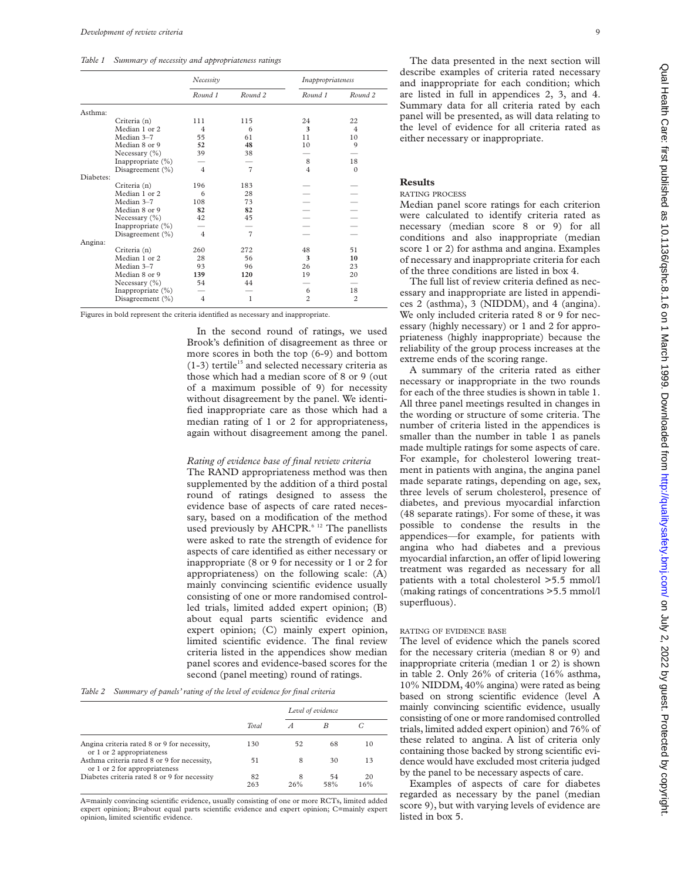*Table 1 Summary of necessity and appropriateness ratings*

| | | Necessity | | Inappropriateness | |
|---|---|---|---|---|---|
| | | Round 1 | Round 2 | Round 1 | Round 2 |
| Asthma: | | | | | |
| | Criteria (n) | 111 | 115 | 24 | 22 |
| | Median 1 or 2 | 4 | 6 | **3** | 4 |
| | Median 3–7 | 55 | 61 | 11 | 10 |
| | Median 8 or 9 | **52** | **48** | 10 | 9 |
| | Necessary (%) | 39 | 38 | — | — |
| | Inappropriate (%) | — | — | 8 | 18 |
| | Disagreement (%) | 4 | 7 | 4 | 0 |
| Diabetes: | | | | | |
| | Criteria (n) | 196 | 183 | — | — |
| | Median 1 or 2 | 6 | 28 | — | — |
| | Median 3–7 | 108 | 73 | — | — |
| | Median 8 or 9 | **82** | **82** | — | — |
| | Necessary (%) | 42 | 45 | — | — |
| | Inappropriate (%) | — | — | — | — |
| | Disagreement (%) | 4 | 7 | — | — |
| Angina: | | | | | |
| | Criteria (n) | 260 | 272 | 48 | 51 |
| | Median 1 or 2 | 28 | 56 | **3** | **10** |
| | Median 3–7 | 93 | 96 | 26 | 23 |
| | Median 8 or 9 | **139** | **120** | 19 | 20 |
| | Necessary (%) | 54 | 44 | — | — |
| | Inappropriate (%) | — | — | 6 | 18 |
| | Disagreement (%) | 4 | 1 | 2 | 2 |

Figures in bold represent the criteria identified as necessary and inappropriate.

In the second round of ratings, we used Brook's definition of disagreement as three or more scores in both the top (6-9) and bottom (1-3) tertile[15] and selected necessary criteria as those which had a median score of 8 or 9 (out of a maximum possible of 9) for necessity without disagreement by the panel. We identified inappropriate care as those which had a median rating of 1 or 2 for appropriateness, again without disagreement among the panel.

*Rating of evidence base of final review criteria*

The RAND appropriateness method was then supplemented by the addition of a third postal round of ratings designed to assess the evidence base of aspects of care rated necessary, based on a modification of the method used previously by AHCPR.[6 12] The panellists were asked to rate the strength of evidence for aspects of care identified as either necessary or inappropriate (8 or 9 for necessity or 1 or 2 for appropriateness) on the following scale: (A) mainly convincing scientific evidence usually consisting of one or more randomised controlled trials, limited added expert opinion; (B) about equal parts scientific evidence and expert opinion; (C) mainly expert opinion, limited scientific evidence. The final review criteria listed in the appendices show median panel scores and evidence-based scores for the second (panel meeting) round of ratings.

*Table 2 Summary of panels' rating of the level of evidence for final criteria*

| | Total | Level of evidence | | |
|---|---|---|---|---|
| | | A | B | C |
| Angina criteria rated 8 or 9 for necessity, or 1 or 2 appropriateness | 130 | 52 | 68 | 10 |
| Asthma criteria rated 8 or 9 for necessity, or 1 or 2 for appropriateness | 51 | 8 | 30 | 13 |
| Diabetes criteria rated 8 or 9 for necessity | 82 | 8 | 54 | 20 |
| | 263 | 26% | 58% | 16% |

A=mainly convincing scientific evidence, usually consisting of one or more RCTs, limited added expert opinion; B=about equal parts scientific evidence and expert opinion; C=mainly expert opinion, limited scientific evidence.

The data presented in the next section will describe examples of criteria rated necessary and inappropriate for each condition; which are listed in full in appendices 2, 3, and 4. Summary data for all criteria rated by each panel will be presented, as will data relating to the level of evidence for all criteria rated as either necessary or inappropriate.

## Results

### RATING PROCESS

Median panel score ratings for each criterion were calculated to identify criteria rated as necessary (median score 8 or 9) for all conditions and also inappropriate (median score 1 or 2) for asthma and angina. Examples of necessary and inappropriate criteria for each of the three conditions are listed in box 4.

The full list of review criteria defined as necessary and inappropriate are listed in appendices 2 (asthma), 3 (NIDDM), and 4 (angina). We only included criteria rated 8 or 9 for necessary (highly necessary) or 1 and 2 for appropriateness (highly inappropriate) because the reliability of the group process increases at the extreme ends of the scoring range.

A summary of the criteria rated as either necessary or inappropriate in the two rounds for each of the three studies is shown in table 1. All three panel meetings resulted in changes in the wording or structure of some criteria. The number of criteria listed in the appendices is smaller than the number in table 1 as panels made multiple ratings for some aspects of care. For example, for cholesterol lowering treatment in patients with angina, the angina panel made separate ratings, depending on age, sex, three levels of serum cholesterol, presence of diabetes, and previous myocardial infarction (48 separate ratings). For some of these, it was possible to condense the results in the appendices—for example, for patients with angina who had diabetes and a previous myocardial infarction, an offer of lipid lowering treatment was regarded as necessary for all patients with a total cholesterol >5.5 mmol/l (making ratings of concentrations >5.5 mmol/l superfluous).

### RATING OF EVIDENCE BASE

The level of evidence which the panels scored for the necessary criteria (median 8 or 9) and inappropriate criteria (median 1 or 2) is shown in table 2. Only 26% of criteria (16% asthma, 10% NIDDM, 40% angina) were rated as being based on strong scientific evidence (level A mainly convincing scientific evidence, usually consisting of one or more randomised controlled trials, limited added expert opinion) and 76% of these related to angina. A list of criteria only containing those backed by strong scientific evidence would have excluded most criteria judged by the panel to be necessary aspects of care.

Examples of aspects of care for diabetes regarded as necessary by the panel (median score 9), but with varying levels of evidence are listed in box 5.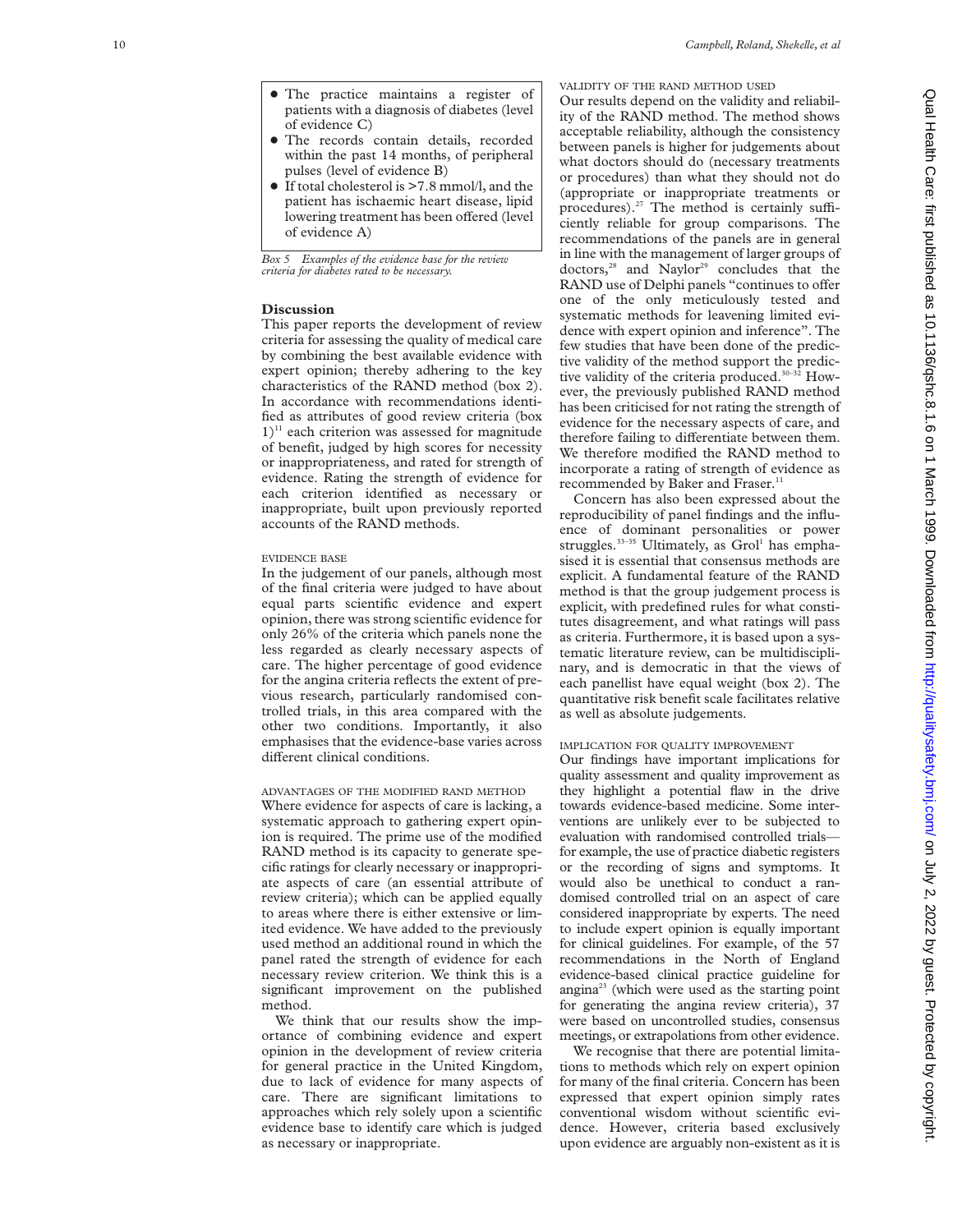- The practice maintains a register of patients with a diagnosis of diabetes (level of evidence C)
- The records contain details, recorded within the past 14 months, of peripheral pulses (level of evidence B)
- If total cholesterol is >7.8 mmol/l, and the patient has ischaemic heart disease, lipid lowering treatment has been offered (level of evidence A)

*Box 5 Examples of the evidence base for the review criteria for diabetes rated to be necessary.*

## Discussion

This paper reports the development of review criteria for assessing the quality of medical care by combining the best available evidence with expert opinion; thereby adhering to the key characteristics of the RAND method (box 2). In accordance with recommendations identified as attributes of good review criteria (box 1)[11] each criterion was assessed for magnitude of benefit, judged by high scores for necessity or inappropriateness, and rated for strength of evidence. Rating the strength of evidence for each criterion identified as necessary or inappropriate, built upon previously reported accounts of the RAND methods.

### EVIDENCE BASE

In the judgement of our panels, although most of the final criteria were judged to have about equal parts scientific evidence and expert opinion, there was strong scientific evidence for only 26% of the criteria which panels none the less regarded as clearly necessary aspects of care. The higher percentage of good evidence for the angina criteria reflects the extent of previous research, particularly randomised controlled trials, in this area compared with the other two conditions. Importantly, it also emphasises that the evidence-base varies across different clinical conditions.

### ADVANTAGES OF THE MODIFIED RAND METHOD

Where evidence for aspects of care is lacking, a systematic approach to gathering expert opinion is required. The prime use of the modified RAND method is its capacity to generate specific ratings for clearly necessary or inappropriate aspects of care (an essential attribute of review criteria); which can be applied equally to areas where there is either extensive or limited evidence. We have added to the previously used method an additional round in which the panel rated the strength of evidence for each necessary review criterion. We think this is a significant improvement on the published method.

We think that our results show the importance of combining evidence and expert opinion in the development of review criteria for general practice in the United Kingdom, due to lack of evidence for many aspects of care. There are significant limitations to approaches which rely solely upon a scientific evidence base to identify care which is judged as necessary or inappropriate.

### VALIDITY OF THE RAND METHOD USED

Our results depend on the validity and reliability of the RAND method. The method shows acceptable reliability, although the consistency between panels is higher for judgements about what doctors should do (necessary treatments or procedures) than what they should not do (appropriate or inappropriate treatments or procedures).[27] The method is certainly sufficiently reliable for group comparisons. The recommendations of the panels are in general in line with the management of larger groups of doctors,[28] and Naylor[29] concludes that the RAND use of Delphi panels "continues to offer one of the only meticulously tested and systematic methods for leavening limited evidence with expert opinion and inference". The few studies that have been done of the predictive validity of the method support the predictive validity of the criteria produced.[30–32] However, the previously published RAND method has been criticised for not rating the strength of evidence for the necessary aspects of care, and therefore failing to differentiate between them. We therefore modified the RAND method to incorporate a rating of strength of evidence as recommended by Baker and Fraser.[11]

Concern has also been expressed about the reproducibility of panel findings and the influence of dominant personalities or power struggles.[33–35] Ultimately, as Grol[1] has emphasised it is essential that consensus methods are explicit. A fundamental feature of the RAND method is that the group judgement process is explicit, with predefined rules for what constitutes disagreement, and what ratings will pass as criteria. Furthermore, it is based upon a systematic literature review, can be multidisciplinary, and is democratic in that the views of each panellist have equal weight (box 2). The quantitative risk benefit scale facilitates relative as well as absolute judgements.

### IMPLICATION FOR QUALITY IMPROVEMENT

Our findings have important implications for quality assessment and quality improvement as they highlight a potential flaw in the drive towards evidence-based medicine. Some interventions are unlikely ever to be subjected to evaluation with randomised controlled trials—for example, the use of practice diabetic registers or the recording of signs and symptoms. It would also be unethical to conduct a randomised controlled trial on an aspect of care considered inappropriate by experts. The need to include expert opinion is equally important for clinical guidelines. For example, of the 57 recommendations in the North of England evidence-based clinical practice guideline for angina[23] (which were used as the starting point for generating the angina review criteria), 37 were based on uncontrolled studies, consensus meetings, or extrapolations from other evidence.

We recognise that there are potential limitations to methods which rely on expert opinion for many of the final criteria. Concern has been expressed that expert opinion simply rates conventional wisdom without scientific evidence. However, criteria based exclusively upon evidence are arguably non-existent as it is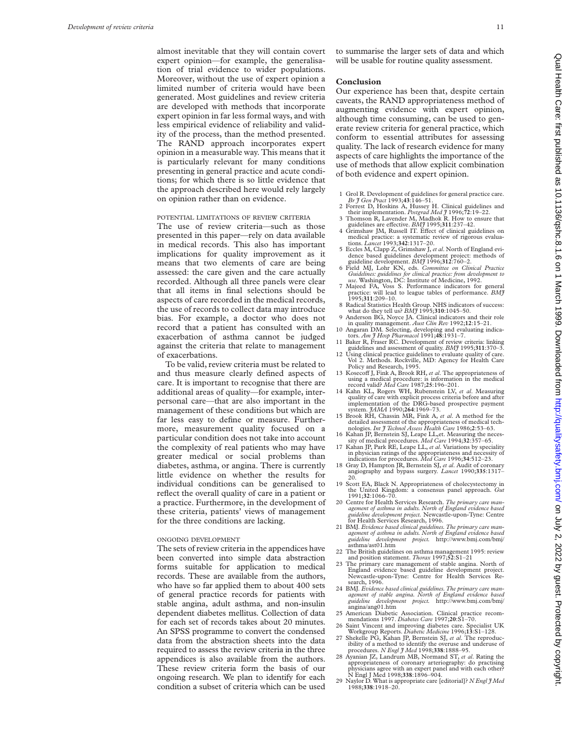almost inevitable that they will contain covert expert opinion—for example, the generalisation of trial evidence to wider populations. Moreover, without the use of expert opinion a limited number of criteria would have been generated. Most guidelines and review criteria are developed with methods that incorporate expert opinion in far less formal ways, and with less empirical evidence of reliability and validity of the process, than the method presented. The RAND approach incorporates expert opinion in a measurable way. This means that it is particularly relevant for many conditions presenting in general practice and acute conditions; for which there is so little evidence that the approach described here would rely largely on opinion rather than on evidence.

### POTENTIAL LIMITATIONS OF REVIEW CRITERIA

The use of review criteria—such as those presented in this paper—rely on data available in medical records. This also has important implications for quality improvement as it means that two elements of care are being assessed: the care given and the care actually recorded. Although all three panels were clear that all items in final selections should be aspects of care recorded in the medical records, the use of records to collect data may introduce bias. For example, a doctor who does not record that a patient has consulted with an exacerbation of asthma cannot be judged against the criteria that relate to management of exacerbations.

To be valid, review criteria must be related to and thus measure clearly defined aspects of care. It is important to recognise that there are additional areas of quality—for example, interpersonal care—that are also important in the management of these conditions but which are far less easy to define or measure. Furthermore, measurement quality focused on a particular condition does not take into account the complexity of real patients who may have greater medical or social problems than diabetes, asthma, or angina. There is currently little evidence on whether the results for individual conditions can be generalised to reflect the overall quality of care in a patient or a practice. Furthermore, in the development of these criteria, patients' views of management for the three conditions are lacking.

### ONGOING DEVELOPMENT

The sets of review criteria in the appendices have been converted into simple data abstraction forms suitable for application to medical records. These are available from the authors, who have so far applied them to about 400 sets of general practice records for patients with stable angina, adult asthma, and non-insulin dependent diabetes mellitus. Collection of data for each set of records takes about 20 minutes. An SPSS programme to convert the condensed data from the abstraction sheets into the data required to assess the review criteria in the three appendices is also available from the authors. These review criteria form the basis of our ongoing research. We plan to identify for each condition a subset of criteria which can be used to summarise the larger sets of data and which will be usable for routine quality assessment.

## Conclusion

Our experience has been that, despite certain caveats, the RAND appropriateness method of augmenting evidence with expert opinion, although time consuming, can be used to generate review criteria for general practice, which conform to essential attributes for assessing quality. The lack of research evidence for many aspects of care highlights the importance of the use of methods that allow explicit combination of both evidence and expert opinion.

1 Grol R. Development of guidelines for general practice care. *Br J Gen Pract* 1993;**43**:146–51.
2 Forrest D, Hoskins A, Hussey H. Clinical guidelines and their implementation. *Postgrad Med J* 1996;**72**:19–22.
3 Thomson R, Lavender M, Madhok R. How to ensure that guidelines are effective. *BMJ* 1995;**311**:237–42.
4 Grimshaw JM, Russell IT. Effect of clinical guidelines on medical practice: a systematic review of rigorous evaluations. *Lancet* 1993;**342**:1317–20.
5 Eccles M, Clapp Z, Grimshaw J, *et al*. North of England evidence based guidelines development project: methods of guideline development. *BMJ* 1996;**312**:760–2.
6 Field MJ, Lohr KN, eds. *Committee on Clinical Practice Guidelines: guidelines for clinical practice: from development to use*. Washington, DC: Institute of Medicine, 1992.
7 Majeed FA, Voss S. Performance indicators for general practice: will lead to league tables of performance. *BMJ* 1995;**311**:209–10.
8 Radical Statistics Health Group. NHS indicators of success: what do they tell us? *BMJ* 1995;**310**:1045–50.
9 Anderson BG, Noyce JA. Clinical indicators and their role in quality management. *Aust Clin Rev* 1992;**12**:15–21.
10 Angaran DM. Selecting, developing and evaluating indicators. *Am J Hosp Pharmacol* 1991;**48**:1931–7.
11 Baker R, Fraser RC. Development of review criteria: linking guidelines and assessment of quality. *BMJ* 1995;**311**:370–3.
12 Using clinical practice guidelines to evaluate quality of care. Vol 2. Methods. Rockville, MD: Agency for Health Care Policy and Research, 1995.
13 Kosecoff J, Fink A, Brook RH, *et al*. The appropriateness of using a medical procedure: is information in the medical record valid? *Med Care* 1987;**25**:196–201.
14 Kahn KL, Rogers WH, Rubenstein LV, *et al*. Measuring quality of care with explicit process criteria before and after implementation of the DRG-based prospective payment system. *JAMA* 1990;**264**:1969–73.
15 Brook RH, Chassin MR, Fink A, *et al*. A method for the detailed assessment of the appropriateness of medical technologies. *Int J Technol Assess Health Care* 1986;**2**:53–63.
16 Kahan JP, Bernstein SJ, Leape LL,et. Measuring the necessity of medical procedures. *Med Care* 1994;**32**:357–65.
17 Kahan JP, Park RE, Leape LL, *et al*. Variations by speciality in physician ratings of the appropriateness and necessity of indications for procedures. *Med Care* 1996;**34**:512–23.
18 Gray D, Hampton JR, Bernstein SJ, *et al*. Audit of coronary angiography and bypass surgery. *Lancet* 1990;**335**:1317–20.
19 Scott EA, Black N. Appropriateness of cholecystectomy in the United Kingdom: a consensus panel approach. *Gut* 1991;**32**:1066–70.
20 Centre for Health Services Research. *The primary care management of asthma in adults. North of England evidence based guideline development project.* Newcastle-upon-Tyne: Centre for Health Services Research, 1996.
21 BMJ. *Evidence based clinical guidelines. The primary care management of asthma in adults. North of England evidence based guideline development project.* http://www.bmj.com/bmj/asthma/ast01.htm
22 The British guidelines on asthma management 1995: review and position statement. *Thorax* 1997;**52**:S1–21
23 The primary care management of stable angina. North of England evidence based guideline development project. Newcastle-upon-Tyne: Centre for Health Services Research, 1996.
24 BMJ. *Evidence based clinical guidelines. The primary care management of stable angina. North of England evidence based guideline development project.* http://www.bmj.com/bmj/angina/ang01.htm
25 American Diabetic Association. Clinical practice recommendations 1997. *Diabetes Care* 1997;**20**:S1–70.
26 Saint Vincent and improving diabetes care. Specialist UK Workgroup Reports. *Diabetic Medicine* 1996;**13**:S1–128.
27 Shekelle PG, Kahan JP, Bernstein SJ, *et al*. The reproducibility of a method to identify the overuse and underuse of procedures. *N Engl J Med* 1998;**338**:1888–95.
28 Ayanian JZ, Landrum MB, Normand ST, *et al*. Rating the appropriateness of coronary arteriography: do practising physicians agree with an expert panel and with each other? N Engl J Med 1998;**338**:1896–904.
29 Naylor D. What is appropriate care [editorial]? *N Engl J Med* 1988;**338**:1918–20.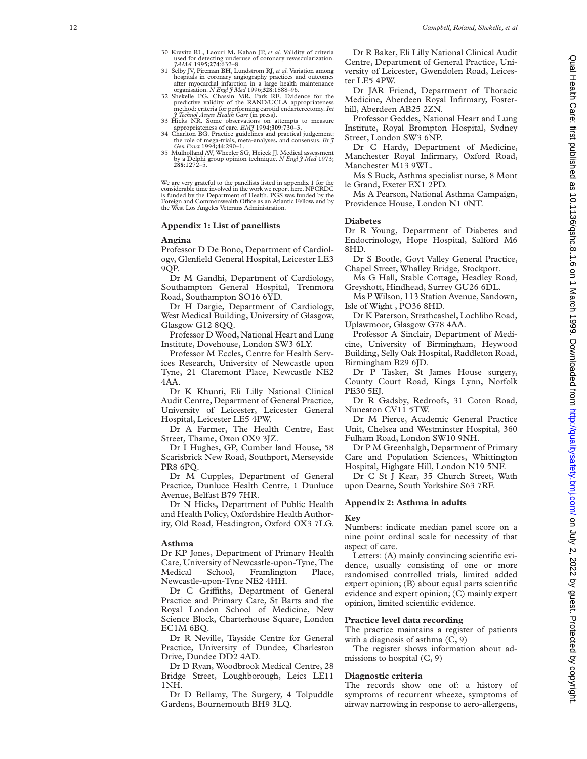30 Kravitz RL, Laouri M, Kahan JP, *et al*. Validity of criteria used for detecting underuse of coronary revascularization. *JAMA* 1995;**274**:632–8.

31 Selby JV, Pireman BH, Lundstrom RJ, *et al*. Variation among hospitals in coronary angiography practices and outcomes after myocardial infarction in a large health maintenance organisation. *N Engl J Med* 1996;**328**:1888–96.

32 Shekelle PG, Chassin MR, Park RE. Evidence for the predictive validity of the RAND/UCLA appropriateness method: criteria for performing carotid endarterectomy. *Int J Technol Assess Health Care* (in press).

33 Hicks NR. Some observations on attempts to measure appropriateness of care. *BMJ* 1994;**309**:730–3.

34 Charlton BG. Practice guidelines and practical judgement: the role of mega-trials, meta-analyses, and consensus. *Br J Gen Pract* 1994;**44**:290–1.

35 Mulholland AV, Wheeler SG, Heieck JJ. Medical assessment by a Delphi group opinion technique. *N Engl J Med* 1973; **288**:1272–5.

We are very grateful to the panellists listed in appendix 1 for the considerable time involved in the work we report here. NPCRDC is funded by the Department of Health. PGS was funded by the Foreign and Commonwealth Office as an Atlantic Fellow, and by the West Los Angeles Veterans Administration.

## Appendix 1: List of panellists

### Angina

Professor D De Bono, Department of Cardiology, Glenfield General Hospital, Leicester LE3 9QP.

Dr M Gandhi, Department of Cardiology, Southampton General Hospital, Trenmora Road, Southampton SO16 6YD.

Dr H Dargie, Department of Cardiology, West Medical Building, University of Glasgow, Glasgow G12 8QQ.

Professor D Wood, National Heart and Lung Institute, Dovehouse, London SW3 6LY.

Professor M Eccles, Centre for Health Services Research, University of Newcastle upon Tyne, 21 Claremont Place, Newcastle NE2 4AA.

Dr K Khunti, Eli Lilly National Clinical Audit Centre, Department of General Practice, University of Leicester, Leicester General Hospital, Leicester LE5 4PW.

Dr A Farmer, The Health Centre, East Street, Thame, Oxon OX9 3JZ.

Dr I Hughes, GP, Cumber land House, 58 Scarisbrick New Road, Southport, Merseyside PR8 6PQ.

Dr M Cupples, Department of General Practice, Dunluce Health Centre, 1 Dunluce Avenue, Belfast B79 7HR.

Dr N Hicks, Department of Public Health and Health Policy, Oxfordshire Health Authority, Old Road, Headington, Oxford OX3 7LG.

### Asthma

Dr KP Jones, Department of Primary Health Care, University of Newcastle-upon-Tyne, The Medical School, Framlington Place, Newcastle-upon-Tyne NE2 4HH.

Dr C Griffiths, Department of General Practice and Primary Care, St Barts and the Royal London School of Medicine, New Science Block, Charterhouse Square, London EC1M 6BQ.

Dr R Neville, Tayside Centre for General Practice, University of Dundee, Charleston Drive, Dundee DD2 4AD.

Dr D Ryan, Woodbrook Medical Centre, 28 Bridge Street, Loughborough, Leics LE11 1NH.

Dr D Bellamy, The Surgery, 4 Tolpuddle Gardens, Bournemouth BH9 3LQ.

Dr R Baker, Eli Lilly National Clinical Audit Centre, Department of General Practice, University of Leicester, Gwendolen Road, Leicester LE5 4PW.

Dr JAR Friend, Department of Thoracic Medicine, Aberdeen Royal Infirmary, Fosterhill, Aberdeen AB25 2ZN.

Professor Geddes, National Heart and Lung Institute, Royal Brompton Hospital, Sydney Street, London SW3 6NP.

Dr C Hardy, Department of Medicine, Manchester Royal Infirmary, Oxford Road, Manchester M13 9WL.

Ms S Buck, Asthma specialist nurse, 8 Mont le Grand, Exeter EX1 2PD.

Ms A Pearson, National Asthma Campaign, Providence House, London N1 0NT.

### Diabetes

Dr R Young, Department of Diabetes and Endocrinology, Hope Hospital, Salford M6 8HD.

Dr S Bootle, Goyt Valley General Practice, Chapel Street, Whalley Bridge, Stockport.

Ms G Hall, Stable Cottage, Headley Road, Greyshott, Hindhead, Surrey GU26 6DL.

Ms P Wilson, 113 Station Avenue, Sandown, Isle of Wight , PO36 8HD.

Dr K Paterson, Strathcashel, Lochlibo Road, Uplawmoor, Glasgow G78 4AA.

Professor A Sinclair, Department of Medicine, University of Birmingham, Heywood Building, Selly Oak Hospital, Raddleton Road, Birmingham B29 6JD.

Dr P Tasker, St James House surgery, County Court Road, Kings Lynn, Norfolk PE30 5EJ.

Dr R Gadsby, Redroofs, 31 Coton Road, Nuneaton CV11 5TW.

Dr M Pierce, Academic General Practice Unit, Chelsea and Westminster Hospital, 360 Fulham Road, London SW10 9NH.

Dr P M Greenhalgh, Department of Primary Care and Population Sciences, Whittington Hospital, Highgate Hill, London N19 5NF.

Dr C St J Kear, 35 Church Street, Wath upon Dearne, South Yorkshire S63 7RF.

## Appendix 2: Asthma in adults

### Key

Numbers: indicate median panel score on a nine point ordinal scale for necessity of that aspect of care.

Letters: (A) mainly convincing scientific evidence, usually consisting of one or more randomised controlled trials, limited added expert opinion; (B) about equal parts scientific evidence and expert opinion; (C) mainly expert opinion, limited scientific evidence.

### Practice level data recording

The practice maintains a register of patients with a diagnosis of asthma (C, 9)

The register shows information about admissions to hospital (C, 9)

### Diagnostic criteria

The records show one of: a history of symptoms of recurrent wheeze, symptoms of airway narrowing in response to aero-allergens,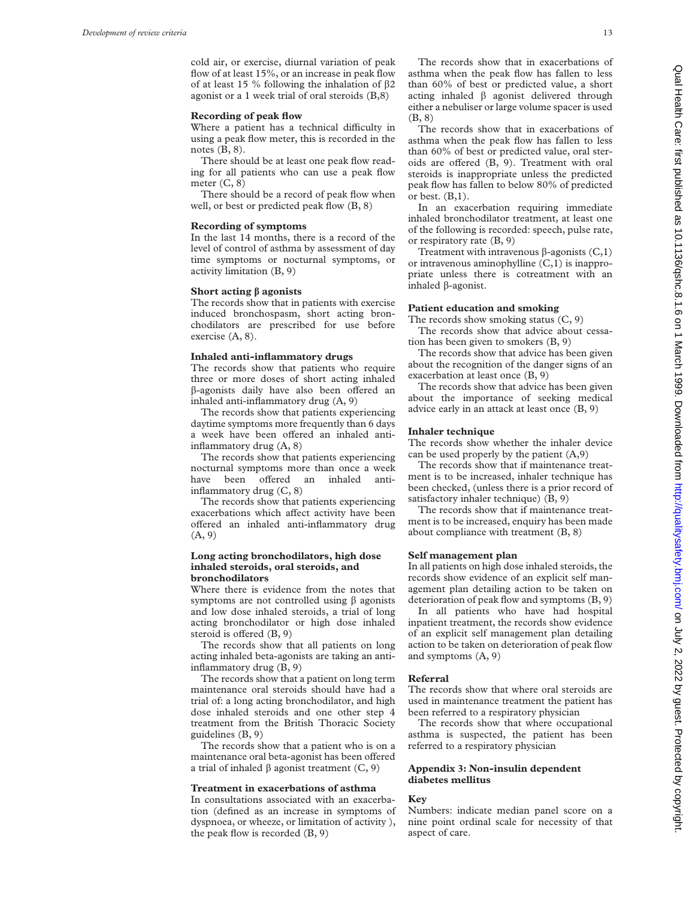cold air, or exercise, diurnal variation of peak flow of at least 15%, or an increase in peak flow of at least 15 % following the inhalation of β2 agonist or a 1 week trial of oral steroids (B,8)

**Recording of peak flow**

Where a patient has a technical difficulty in using a peak flow meter, this is recorded in the notes (B, 8).

There should be at least one peak flow reading for all patients who can use a peak flow meter (C, 8)

There should be a record of peak flow when well, or best or predicted peak flow (B, 8)

**Recording of symptoms**

In the last 14 months, there is a record of the level of control of asthma by assessment of day time symptoms or nocturnal symptoms, or activity limitation (B, 9)

**Short acting β agonists**

The records show that in patients with exercise induced bronchospasm, short acting bronchodilators are prescribed for use before exercise (A, 8).

**Inhaled anti-inflammatory drugs**

The records show that patients who require three or more doses of short acting inhaled β-agonists daily have also been offered an inhaled anti-inflammatory drug (A, 9)

The records show that patients experiencing daytime symptoms more frequently than 6 days a week have been offered an inhaled anti-inflammatory drug (A, 8)

The records show that patients experiencing nocturnal symptoms more than once a week have been offered an inhaled anti-inflammatory drug (C, 8)

The records show that patients experiencing exacerbations which affect activity have been offered an inhaled anti-inflammatory drug (A, 9)

**Long acting bronchodilators, high dose inhaled steroids, oral steroids, and bronchodilators**

Where there is evidence from the notes that symptoms are not controlled using β agonists and low dose inhaled steroids, a trial of long acting bronchodilator or high dose inhaled steroid is offered (B, 9)

The records show that all patients on long acting inhaled beta-agonists are taking an anti-inflammatory drug (B, 9)

The records show that a patient on long term maintenance oral steroids should have had a trial of: a long acting bronchodilator, and high dose inhaled steroids and one other step 4 treatment from the British Thoracic Society guidelines (B, 9)

The records show that a patient who is on a maintenance oral beta-agonist has been offered a trial of inhaled β agonist treatment (C, 9)

**Treatment in exacerbations of asthma**

In consultations associated with an exacerbation (defined as an increase in symptoms of dyspnoea, or wheeze, or limitation of activity ), the peak flow is recorded (B, 9)

The records show that in exacerbations of asthma when the peak flow has fallen to less than 60% of best or predicted value, a short acting inhaled β agonist delivered through either a nebuliser or large volume spacer is used (B, 8)

The records show that in exacerbations of asthma when the peak flow has fallen to less than 60% of best or predicted value, oral steroids are offered (B, 9). Treatment with oral steroids is inappropriate unless the predicted peak flow has fallen to below 80% of predicted or best. (B,1).

In an exacerbation requiring immediate inhaled bronchodilator treatment, at least one of the following is recorded: speech, pulse rate, or respiratory rate (B, 9)

Treatment with intravenous β-agonists (C,1) or intravenous aminophylline (C,1) is inappropriate unless there is cotreatment with an inhaled β-agonist.

**Patient education and smoking**

The records show smoking status (C, 9)

The records show that advice about cessation has been given to smokers (B, 9)

The records show that advice has been given about the recognition of the danger signs of an exacerbation at least once (B, 9)

The records show that advice has been given about the importance of seeking medical advice early in an attack at least once (B, 9)

**Inhaler technique**

The records show whether the inhaler device can be used properly by the patient (A,9)

The records show that if maintenance treatment is to be increased, inhaler technique has been checked, (unless there is a prior record of satisfactory inhaler technique) (B, 9)

The records show that if maintenance treatment is to be increased, enquiry has been made about compliance with treatment (B, 8)

**Self management plan**

In all patients on high dose inhaled steroids, the records show evidence of an explicit self management plan detailing action to be taken on deterioration of peak flow and symptoms (B, 9)

In all patients who have had hospital inpatient treatment, the records show evidence of an explicit self management plan detailing action to be taken on deterioration of peak flow and symptoms (A, 9)

**Referral**

The records show that where oral steroids are used in maintenance treatment the patient has been referred to a respiratory physician

The records show that where occupational asthma is suspected, the patient has been referred to a respiratory physician

## Appendix 3: Non-insulin dependent diabetes mellitus

### Key

Numbers: indicate median panel score on a nine point ordinal scale for necessity of that aspect of care.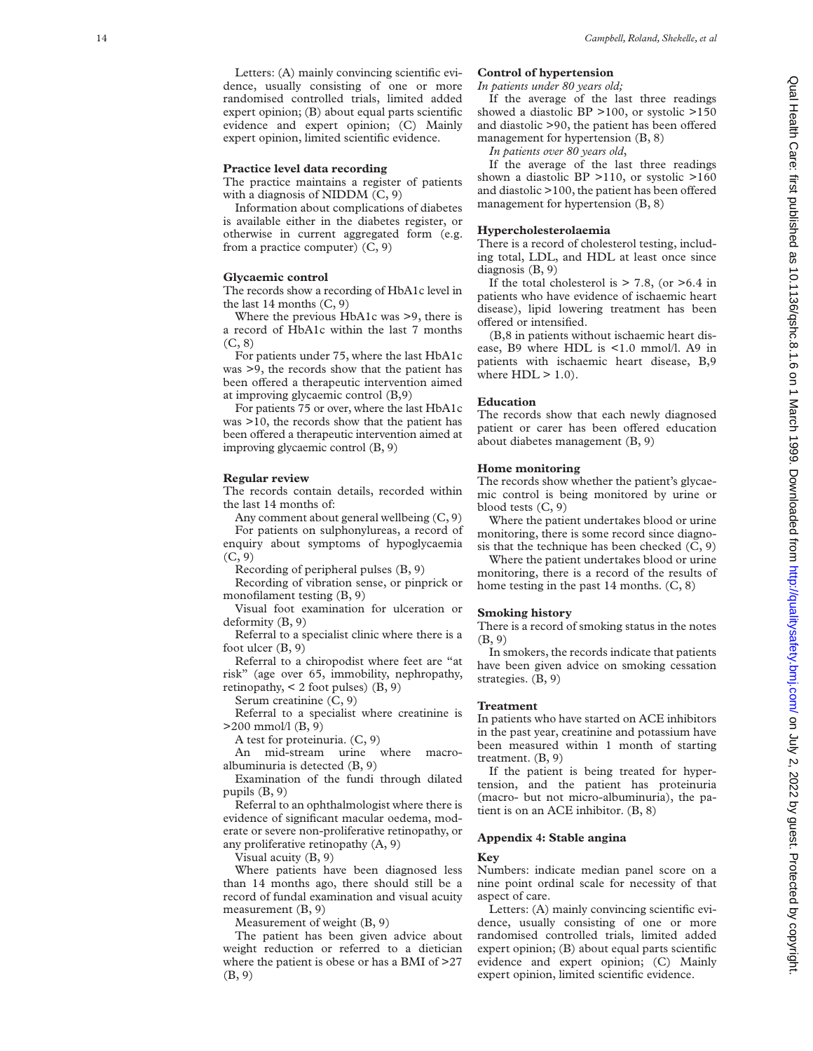Letters: (A) mainly convincing scientific evidence, usually consisting of one or more randomised controlled trials, limited added expert opinion; (B) about equal parts scientific evidence and expert opinion; (C) Mainly expert opinion, limited scientific evidence.

### Practice level data recording

The practice maintains a register of patients with a diagnosis of NIDDM (C, 9)

Information about complications of diabetes is available either in the diabetes register, or otherwise in current aggregated form (e.g. from a practice computer) (C, 9)

### Glycaemic control

The records show a recording of HbA1c level in the last 14 months (C, 9)

Where the previous HbA1c was >9, there is a record of HbA1c within the last 7 months (C, 8)

For patients under 75, where the last HbA1c was >9, the records show that the patient has been offered a therapeutic intervention aimed at improving glycaemic control (B,9)

For patients 75 or over, where the last HbA1c was >10, the records show that the patient has been offered a therapeutic intervention aimed at improving glycaemic control (B, 9)

### Regular review

The records contain details, recorded within the last 14 months of:

Any comment about general wellbeing (C, 9)

For patients on sulphonylureas, a record of enquiry about symptoms of hypoglycaemia (C, 9)

Recording of peripheral pulses (B, 9)

Recording of vibration sense, or pinprick or monofilament testing (B, 9)

Visual foot examination for ulceration or deformity (B, 9)

Referral to a specialist clinic where there is a foot ulcer (B, 9)

Referral to a chiropodist where feet are "at risk" (age over 65, immobility, nephropathy, retinopathy, < 2 foot pulses) (B, 9)

Serum creatinine (C, 9)

Referral to a specialist where creatinine is >200 mmol/l (B, 9)

A test for proteinuria. (C, 9)

An mid-stream urine where macro-albuminuria is detected (B, 9)

Examination of the fundi through dilated pupils (B, 9)

Referral to an ophthalmologist where there is evidence of significant macular oedema, moderate or severe non-proliferative retinopathy, or any proliferative retinopathy (A, 9)

Visual acuity (B, 9)

Where patients have been diagnosed less than 14 months ago, there should still be a record of fundal examination and visual acuity measurement (B, 9)

Measurement of weight (B, 9)

The patient has been given advice about weight reduction or referred to a dietician where the patient is obese or has a BMI of >27 (B, 9)

### Control of hypertension

*In patients under 80 years old;*

If the average of the last three readings showed a diastolic BP >100, or systolic >150 and diastolic >90, the patient has been offered management for hypertension (B, 8)

*In patients over 80 years old*,

If the average of the last three readings shown a diastolic BP >110, or systolic >160 and diastolic >100, the patient has been offered management for hypertension (B, 8)

### Hypercholesterolaemia

There is a record of cholesterol testing, including total, LDL, and HDL at least once since diagnosis (B, 9)

If the total cholesterol is > 7.8, (or >6.4 in patients who have evidence of ischaemic heart disease), lipid lowering treatment has been offered or intensified.

(B,8 in patients without ischaemic heart disease, B9 where HDL is <1.0 mmol/l. A9 in patients with ischaemic heart disease, B,9 where HDL > 1.0).

### Education

The records show that each newly diagnosed patient or carer has been offered education about diabetes management (B, 9)

### Home monitoring

The records show whether the patient's glycaemic control is being monitored by urine or blood tests (C, 9)

Where the patient undertakes blood or urine monitoring, there is some record since diagnosis that the technique has been checked (C, 9)

Where the patient undertakes blood or urine monitoring, there is a record of the results of home testing in the past 14 months. (C, 8)

### Smoking history

There is a record of smoking status in the notes (B, 9)

In smokers, the records indicate that patients have been given advice on smoking cessation strategies. (B, 9)

### Treatment

In patients who have started on ACE inhibitors in the past year, creatinine and potassium have been measured within 1 month of starting treatment. (B, 9)

If the patient is being treated for hypertension, and the patient has proteinuria (macro- but not micro-albuminuria), the patient is on an ACE inhibitor. (B, 8)

## Appendix 4: Stable angina

### Key

Numbers: indicate median panel score on a nine point ordinal scale for necessity of that aspect of care.

Letters: (A) mainly convincing scientific evidence, usually consisting of one or more randomised controlled trials, limited added expert opinion; (B) about equal parts scientific evidence and expert opinion; (C) Mainly expert opinion, limited scientific evidence.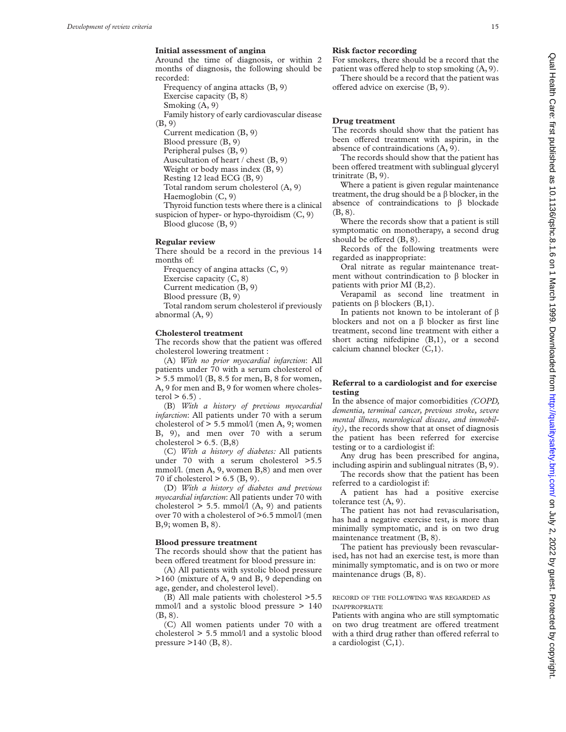### Initial assessment of angina

Around the time of diagnosis, or within 2 months of diagnosis, the following should be recorded:

Frequency of angina attacks (B, 9)
Exercise capacity (B, 8)
Smoking (A, 9)
Family history of early cardiovascular disease (B, 9)
Current medication (B, 9)
Blood pressure (B, 9)
Peripheral pulses (B, 9)
Auscultation of heart / chest (B, 9)
Weight or body mass index (B, 9)
Resting 12 lead ECG (B, 9)
Total random serum cholesterol (A, 9)
Haemoglobin (C, 9)
Thyroid function tests where there is a clinical suspicion of hyper- or hypo-thyroidism (C, 9)
Blood glucose (B, 9)

### Regular review

There should be a record in the previous 14 months of:

Frequency of angina attacks (C, 9)
Exercise capacity (C, 8)
Current medication (B, 9)
Blood pressure (B, 9)
Total random serum cholesterol if previously abnormal (A, 9)

### Cholesterol treatment

The records show that the patient was offered cholesterol lowering treatment :

(A) *With no prior myocardial infarction*: All patients under 70 with a serum cholesterol of > 5.5 mmol/l (B, 8.5 for men, B, 8 for women, A, 9 for men and B, 9 for women where cholesterol > 6.5) .

(B) *With a history of previous myocardial infarction*: All patients under 70 with a serum cholesterol of > 5.5 mmol/l (men A, 9; women B, 9), and men over 70 with a serum cholesterol > 6.5. (B,8)

(C) *With a history of diabetes:* All patients under 70 with a serum cholesterol >5.5 mmol/l. (men A, 9, women B,8) and men over 70 if cholesterol > 6.5 (B, 9).

(D) *With a history of diabetes and previous myocardial infarction*: All patients under 70 with cholesterol > 5.5. mmol/l (A, 9) and patients over 70 with a cholesterol of >6.5 mmol/l (men B,9; women B, 8).

### Blood pressure treatment

The records should show that the patient has been offered treatment for blood pressure in:

(A) All patients with systolic blood pressure >160 (mixture of A, 9 and B, 9 depending on age, gender, and cholesterol level).

(B) All male patients with cholesterol >5.5 mmol/l and a systolic blood pressure > 140 (B, 8).

(C) All women patients under 70 with a cholesterol > 5.5 mmol/l and a systolic blood pressure >140 (B, 8).

### Risk factor recording

For smokers, there should be a record that the patient was offered help to stop smoking (A, 9).

There should be a record that the patient was offered advice on exercise (B, 9).

### Drug treatment

The records should show that the patient has been offered treatment with aspirin, in the absence of contraindications (A, 9).

The records should show that the patient has been offered treatment with sublingual glyceryl trinitrate (B, 9).

Where a patient is given regular maintenance treatment, the drug should be a β blocker, in the absence of contraindications to β blockade (B, 8).

Where the records show that a patient is still symptomatic on monotherapy, a second drug should be offered (B, 8).

Records of the following treatments were regarded as inappropriate:

Oral nitrate as regular maintenance treatment without contrindication to β blocker in patients with prior MI (B,2).

Verapamil as second line treatment in patients on β blockers (B,1).

In patients not known to be intolerant of β blockers and not on a β blocker as first line treatment, second line treatment with either a short acting nifedipine (B,1), or a second calcium channel blocker (C,1).

### Referral to a cardiologist and for exercise testing

In the absence of major comorbidities *(COPD, dementia, terminal cancer, previous stroke, severe mental illness, neurological disease, and immobility)*, the records show that at onset of diagnosis the patient has been referred for exercise testing or to a cardiologist if:

Any drug has been prescribed for angina, including aspirin and sublingual nitrates (B, 9).

The records show that the patient has been referred to a cardiologist if:

A patient has had a positive exercise tolerance test (A, 9).

The patient has not had revascularisation, has had a negative exercise test, is more than minimally symptomatic, and is on two drug maintenance treatment (B, 8).

The patient has previously been revascularised, has not had an exercise test, is more than minimally symptomatic, and is on two or more maintenance drugs (B, 8).

RECORD OF THE FOLLOWING WAS REGARDED AS INAPPROPRIATE

Patients with angina who are still symptomatic on two drug treatment are offered treatment with a third drug rather than offered referral to a cardiologist (C,1).